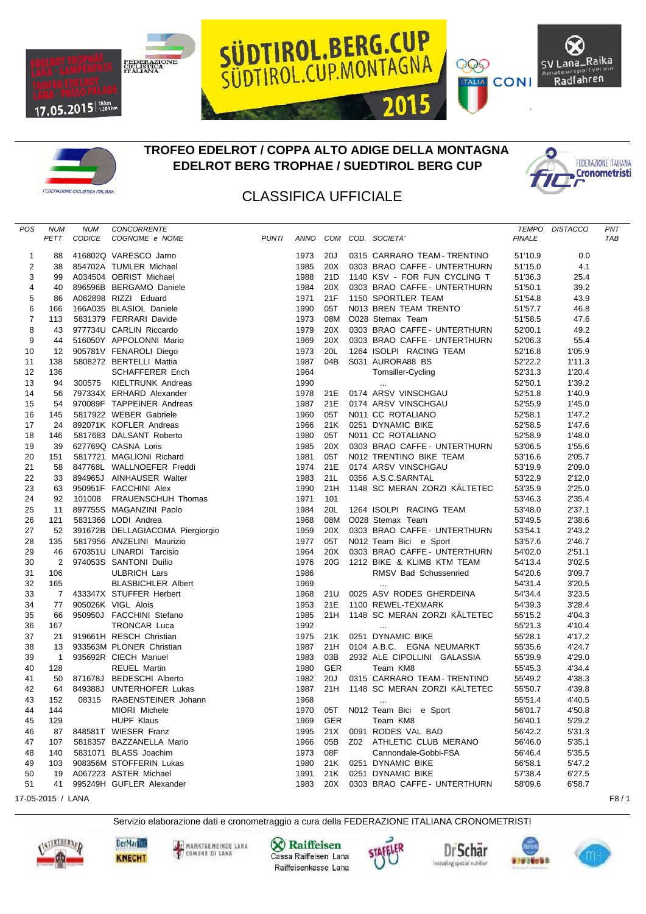# TROFEO EDELROT / COPPA ALTO ADIGE DELLA MONTAGNA
# EDELROT BERG TROPHAE / SUEDTIROL BERG CUP

## CLASSIFICA UFFICIALE

| POS | NUM PETT | NUM CODICE | CONCORRENTE COGNOME e NOME | PUNTI | ANNO | COM | COD. | SOCIETA' | TEMPO FINALE | DISTACCO | PNT TAB |
|---|---|---|---|---|---|---|---|---|---|---|---|
| 1 | 88 | 416802Q | VARESCO Jarno | | 1973 | 20J | 0315 | CARRARO TEAM - TRENTINO | 51'10.9 | 0.0 | |
| 2 | 38 | 854702A | TUMLER Michael | | 1985 | 20X | 0303 | BRAO CAFFE - UNTERTHURN | 51'15.0 | 4.1 | |
| 3 | 99 | A034504 | OBRIST Michael | | 1988 | 21D | 1140 | KSV - FOR FUN CYCLING T | 51'36.3 | 25.4 | |
| 4 | 40 | 896596B | BERGAMO Daniele | | 1984 | 20X | 0303 | BRAO CAFFE - UNTERTHURN | 51'50.1 | 39.2 | |
| 5 | 86 | A062898 | RIZZI Eduard | | 1971 | 21F | 1150 | SPORTLER TEAM | 51'54.8 | 43.9 | |
| 6 | 166 | 166A035 | BLASIOL Daniele | | 1990 | 05T | N013 | BREN TEAM TRENTO | 51'57.7 | 46.8 | |
| 7 | 113 | 5831379 | FERRARI Davide | | 1973 | 08M | O028 | Stemax Team | 51'58.5 | 47.6 | |
| 8 | 43 | 977734U | CARLIN Riccardo | | 1979 | 20X | 0303 | BRAO CAFFE - UNTERTHURN | 52'00.1 | 49.2 | |
| 9 | 44 | 516050Y | APPOLONNI Mario | | 1969 | 20X | 0303 | BRAO CAFFE - UNTERTHURN | 52'06.3 | 55.4 | |
| 10 | 12 | 905781V | FENAROLI Diego | | 1973 | 20L | 1264 | ISOLPI RACING TEAM | 52'16.8 | 1'05.9 | |
| 11 | 138 | 5808272 | BERTELLI Mattia | | 1987 | 04B | S031 | AURORA88 BS | 52'22.2 | 1'11.3 | |
| 12 | 136 | | SCHAFFERER Erich | | 1964 | | | Tomsiller-Cycling | 52'31.3 | 1'20.4 | |
| 13 | 94 | 300575 | KIELTRUNK Andreas | | 1990 | | | ... | 52'50.1 | 1'39.2 | |
| 14 | 56 | 797334X | ERHARD Alexander | | 1978 | 21E | 0174 | ARSV VINSCHGAU | 52'51.8 | 1'40.9 | |
| 15 | 54 | 970089F | TAPPEINER Andreas | | 1987 | 21E | 0174 | ARSV VINSCHGAU | 52'55.9 | 1'45.0 | |
| 16 | 145 | 5817922 | WEBER Gabriele | | 1960 | 05T | N011 | CC ROTALIANO | 52'58.1 | 1'47.2 | |
| 17 | 24 | 892071K | KOFLER Andreas | | 1966 | 21K | 0251 | DYNAMIC BIKE | 52'58.5 | 1'47.6 | |
| 18 | 146 | 5817683 | DALSANT Roberto | | 1980 | 05T | N011 | CC ROTALIANO | 52'58.9 | 1'48.0 | |
| 19 | 39 | 627769Q | CASNA Loris | | 1985 | 20X | 0303 | BRAO CAFFE - UNTERTHURN | 53'06.5 | 1'55.6 | |
| 20 | 151 | 5817721 | MAGLIONI Richard | | 1981 | 05T | N012 | TRENTINO BIKE TEAM | 53'16.6 | 2'05.7 | |
| 21 | 58 | 847768L | WALLNOEFER Freddi | | 1974 | 21E | 0174 | ARSV VINSCHGAU | 53'19.9 | 2'09.0 | |
| 22 | 33 | 894965J | AINHAUSER Walter | | 1983 | 21L | 0356 | A.S.C.SARNTAL | 53'22.9 | 2'12.0 | |
| 23 | 63 | 950951F | FACCHINI Alex | | 1990 | 21H | 1148 | SC MERAN ZORZI KÄLTETEC | 53'35.9 | 2'25.0 | |
| 24 | 92 | 101008 | FRAUENSCHUH Thomas | | 1971 | 101 | | | 53'46.3 | 2'35.4 | |
| 25 | 11 | 897755S | MAGANZINI Paolo | | 1984 | 20L | 1264 | ISOLPI RACING TEAM | 53'48.0 | 2'37.1 | |
| 26 | 121 | 5831366 | LODI Andrea | | 1968 | 08M | O028 | Stemax Team | 53'49.5 | 2'38.6 | |
| 27 | 52 | 391672B | DELLAGIACOMA Piergiorgio | | 1959 | 20X | 0303 | BRAO CAFFE - UNTERTHURN | 53'54.1 | 2'43.2 | |
| 28 | 135 | 5817956 | ANZELINI Maurizio | | 1977 | 05T | N012 | Team Bici e Sport | 53'57.6 | 2'46.7 | |
| 29 | 46 | 670351U | LINARDI Tarcisio | | 1964 | 20X | 0303 | BRAO CAFFE - UNTERTHURN | 54'02.0 | 2'51.1 | |
| 30 | 2 | 974053S | SANTONI Duilio | | 1976 | 20G | 1212 | BIKE & KLIMB KTM TEAM | 54'13.4 | 3'02.5 | |
| 31 | 106 | | ULBRICH Lars | | 1986 | | | RMSV Bad Schussenried | 54'20.6 | 3'09.7 | |
| 32 | 165 | | BLASBICHLER Albert | | 1969 | | | ... | 54'31.4 | 3'20.5 | |
| 33 | 7 | 433347X | STUFFER Herbert | | 1968 | 21U | 0025 | ASV RODES GHERDEINA | 54'34.4 | 3'23.5 | |
| 34 | 77 | 905026K | VIGL Alois | | 1953 | 21E | 1100 | REWEL-TEXMARK | 54'39.3 | 3'28.4 | |
| 35 | 66 | 950950J | FACCHINI Stefano | | 1985 | 21H | 1148 | SC MERAN ZORZI KÄLTETEC | 55'15.2 | 4'04.3 | |
| 36 | 167 | | TRONCAR Luca | | 1992 | | | ... | 55'21.3 | 4'10.4 | |
| 37 | 21 | 919661H | RESCH Christian | | 1975 | 21K | 0251 | DYNAMIC BIKE | 55'28.1 | 4'17.2 | |
| 38 | 13 | 933563M | PLONER Christian | | 1987 | 21H | 0104 | A.B.C. EGNA NEUMARKT | 55'35.6 | 4'24.7 | |
| 39 | 1 | 935692R | CIECH Manuel | | 1983 | 03B | 2932 | ALE CIPOLLINI GALASSIA | 55'39.9 | 4'29.0 | |
| 40 | 128 | | REUEL Martin | | 1980 | GER | | Team KM8 | 55'45.3 | 4'34.4 | |
| 41 | 50 | 871678J | BEDESCHI Alberto | | 1982 | 20J | 0315 | CARRARO TEAM - TRENTINO | 55'49.2 | 4'38.3 | |
| 42 | 64 | 849388J | UNTERHOFER Lukas | | 1987 | 21H | 1148 | SC MERAN ZORZI KÄLTETEC | 55'50.7 | 4'39.8 | |
| 43 | 152 | 08315 | RABENSTEINER Johann | | 1968 | | | ... | 55'51.4 | 4'40.5 | |
| 44 | 144 | | MIORI Michele | | 1970 | 05T | N012 | Team Bici e Sport | 56'01.7 | 4'50.8 | |
| 45 | 129 | | HUPF Klaus | | 1969 | GER | | Team KM8 | 56'40.1 | 5'29.2 | |
| 46 | 87 | 848581T | WIESER Franz | | 1995 | 21X | 0091 | RODES VAL BAD | 56'42.2 | 5'31.3 | |
| 47 | 107 | 5818357 | BAZZANELLA Mario | | 1966 | 05B | Z02 | ATHLETIC CLUB MERANO | 56'46.0 | 5'35.1 | |
| 48 | 140 | 5831071 | BLASS Joachim | | 1973 | 08F | | Cannondale-Gobbi-FSA | 56'46.4 | 5'35.5 | |
| 49 | 103 | 908356M | STOFFERIN Lukas | | 1980 | 21K | 0251 | DYNAMIC BIKE | 56'58.1 | 5'47.2 | |
| 50 | 19 | A067223 | ASTER Michael | | 1991 | 21K | 0251 | DYNAMIC BIKE | 57'38.4 | 6'27.5 | |
| 51 | 41 | 995249H | GUFLER Alexander | | 1983 | 20X | 0303 | BRAO CAFFE - UNTERTHURN | 58'09.6 | 6'58.7 | |

17-05-2015 / LANA

Servizio elaborazione dati e cronometraggio a cura della FEDERAZIONE ITALIANA CRONOMETRISTI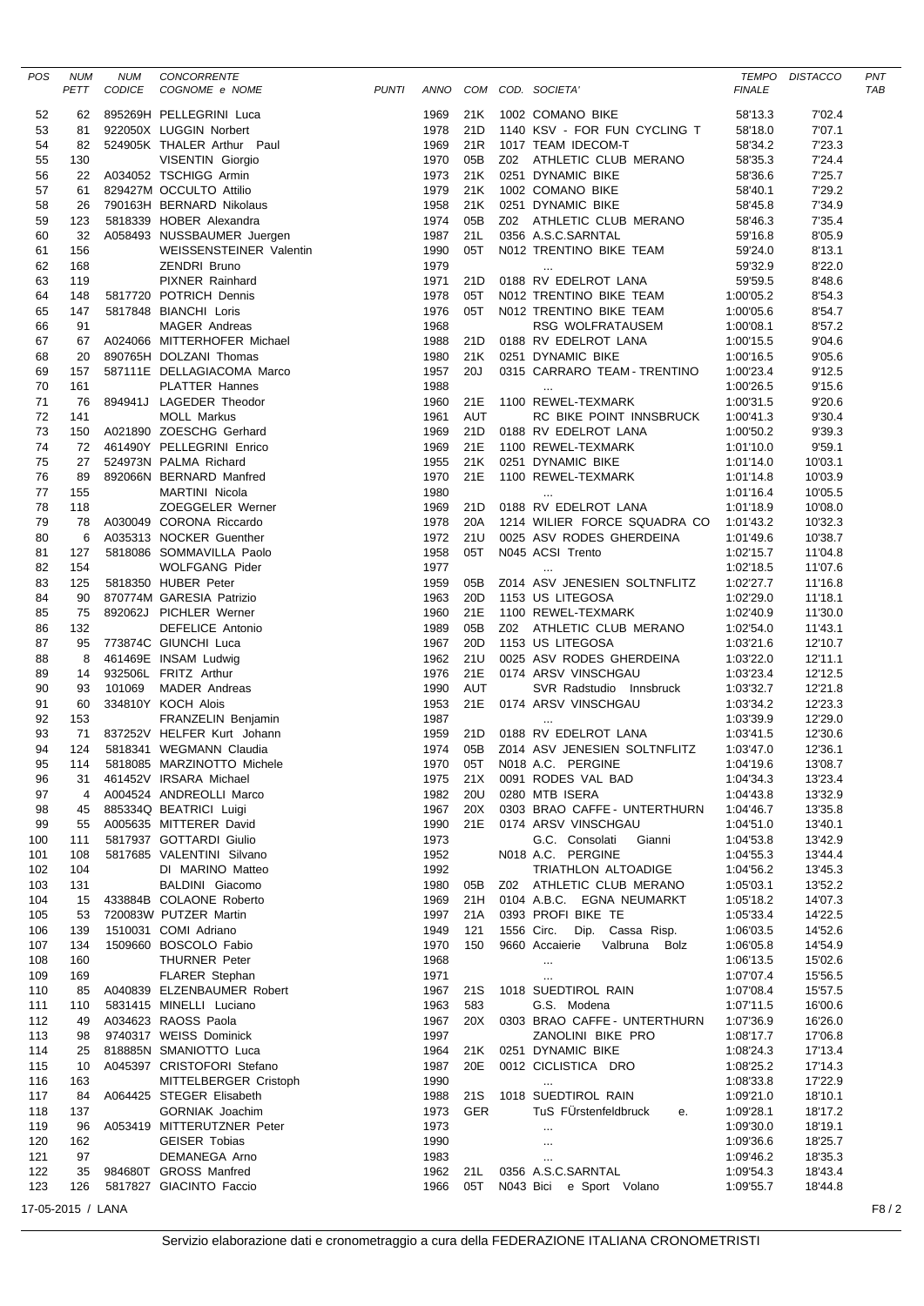| POS | NUM PETT | NUM CODICE | CONCORRENTE COGNOME e NOME | PUNTI | ANNO | COM | COD. SOCIETA' | TEMPO FINALE | DISTACCO | PNT TAB |
|---|---|---|---|---|---|---|---|---|---|---|
| 52 | 62 | 895269H | PELLEGRINI Luca | | 1969 | 21K | 1002 COMANO BIKE | 58'13.3 | 7'02.4 | |
| 53 | 81 | 922050X | LUGGIN Norbert | | 1978 | 21D | 1140 KSV - FOR FUN CYCLING T | 58'18.0 | 7'07.1 | |
| 54 | 82 | 524905K | THALER Arthur Paul | | 1969 | 21R | 1017 TEAM IDECOM-T | 58'34.2 | 7'23.3 | |
| 55 | 130 | | VISENTIN Giorgio | | 1970 | 05B | Z02 ATHLETIC CLUB MERANO | 58'35.3 | 7'24.4 | |
| 56 | 22 | A034052 | TSCHIGG Armin | | 1973 | 21K | 0251 DYNAMIC BIKE | 58'36.6 | 7'25.7 | |
| 57 | 61 | 829427M | OCCULTO Attilio | | 1979 | 21K | 1002 COMANO BIKE | 58'40.1 | 7'29.2 | |
| 58 | 26 | 790163H | BERNARD Nikolaus | | 1958 | 21K | 0251 DYNAMIC BIKE | 58'45.8 | 7'34.9 | |
| 59 | 123 | 5818339 | HOBER Alexandra | | 1974 | 05B | Z02 ATHLETIC CLUB MERANO | 58'46.3 | 7'35.4 | |
| 60 | 32 | A058493 | NUSSBAUMER Juergen | | 1987 | 21L | 0356 A.S.C.SARNTAL | 59'16.8 | 8'05.9 | |
| 61 | 156 | | WEISSENSTEINER Valentin | | 1990 | 05T | N012 TRENTINO BIKE TEAM | 59'24.0 | 8'13.1 | |
| 62 | 168 | | ZENDRI Bruno | | 1979 | | ... | 59'32.9 | 8'22.0 | |
| 63 | 119 | | PIXNER Rainhard | | 1971 | 21D | 0188 RV EDELROT LANA | 59'59.5 | 8'48.6 | |
| 64 | 148 | 5817720 | POTRICH Dennis | | 1978 | 05T | N012 TRENTINO BIKE TEAM | 1:00'05.2 | 8'54.3 | |
| 65 | 147 | 5817848 | BIANCHI Loris | | 1976 | 05T | N012 TRENTINO BIKE TEAM | 1:00'05.6 | 8'54.7 | |
| 66 | 91 | | MAGER Andreas | | 1968 | | RSG WOLFRATAUSEM | 1:00'08.1 | 8'57.2 | |
| 67 | 67 | A024066 | MITTERHOFER Michael | | 1988 | 21D | 0188 RV EDELROT LANA | 1:00'15.5 | 9'04.6 | |
| 68 | 20 | 890765H | DOLZANI Thomas | | 1980 | 21K | 0251 DYNAMIC BIKE | 1:00'16.5 | 9'05.6 | |
| 69 | 157 | 587111E | DELLAGIACOMA Marco | | 1957 | 20J | 0315 CARRARO TEAM - TRENTINO | 1:00'23.4 | 9'12.5 | |
| 70 | 161 | | PLATTER Hannes | | 1988 | | ... | 1:00'26.5 | 9'15.6 | |
| 71 | 76 | 894941J | LAGEDER Theodor | | 1960 | 21E | 1100 REWEL-TEXMARK | 1:00'31.5 | 9'20.6 | |
| 72 | 141 | | MOLL Markus | | 1961 | AUT | RC BIKE POINT INNSBRUCK | 1:00'41.3 | 9'30.4 | |
| 73 | 150 | A021890 | ZOESCHG Gerhard | | 1969 | 21D | 0188 RV EDELROT LANA | 1:00'50.2 | 9'39.3 | |
| 74 | 72 | 461490Y | PELLEGRINI Enrico | | 1969 | 21E | 1100 REWEL-TEXMARK | 1:01'10.0 | 9'59.1 | |
| 75 | 27 | 524973N | PALMA Richard | | 1955 | 21K | 0251 DYNAMIC BIKE | 1:01'14.0 | 10'03.1 | |
| 76 | 89 | 892066N | BERNARD Manfred | | 1970 | 21E | 1100 REWEL-TEXMARK | 1:01'14.8 | 10'03.9 | |
| 77 | 155 | | MARTINI Nicola | | 1980 | | ... | 1:01'16.4 | 10'05.5 | |
| 78 | 118 | | ZOEGGELER Werner | | 1969 | 21D | 0188 RV EDELROT LANA | 1:01'18.9 | 10'08.0 | |
| 79 | 78 | A030049 | CORONA Riccardo | | 1978 | 20A | 1214 WILIER FORCE SQUADRA CO | 1:01'43.2 | 10'32.3 | |
| 80 | 6 | A035313 | NOCKER Guenther | | 1972 | 21U | 0025 ASV RODES GHERDEINA | 1:01'49.6 | 10'38.7 | |
| 81 | 127 | 5818086 | SOMMAVILLA Paolo | | 1958 | 05T | N045 ACSI Trento | 1:02'15.7 | 11'04.8 | |
| 82 | 154 | | WOLFGANG Pider | | 1977 | | ... | 1:02'18.5 | 11'07.6 | |
| 83 | 125 | 5818350 | HUBER Peter | | 1959 | 05B | Z014 ASV JENESIEN SOLTNFLITZ | 1:02'27.7 | 11'16.8 | |
| 84 | 90 | 870774M | GARESIA Patrizio | | 1963 | 20D | 1153 US LITEGOSA | 1:02'29.0 | 11'18.1 | |
| 85 | 75 | 892062J | PICHLER Werner | | 1960 | 21E | 1100 REWEL-TEXMARK | 1:02'40.9 | 11'30.0 | |
| 86 | 132 | | DEFELICE Antonio | | 1989 | 05B | Z02 ATHLETIC CLUB MERANO | 1:02'54.0 | 11'43.1 | |
| 87 | 95 | 773874C | GIUNCHI Luca | | 1967 | 20D | 1153 US LITEGOSA | 1:03'21.6 | 12'10.7 | |
| 88 | 8 | 461469E | INSAM Ludwig | | 1962 | 21U | 0025 ASV RODES GHERDEINA | 1:03'22.0 | 12'11.1 | |
| 89 | 14 | 932506L | FRITZ Arthur | | 1976 | 21E | 0174 ARSV VINSCHGAU | 1:03'23.4 | 12'12.5 | |
| 90 | 93 | 101069 | MADER Andreas | | 1990 | AUT | SVR Radstudio Innsbruck | 1:03'32.7 | 12'21.8 | |
| 91 | 60 | 334810Y | KOCH Alois | | 1953 | 21E | 0174 ARSV VINSCHGAU | 1:03'34.2 | 12'23.3 | |
| 92 | 153 | | FRANZELIN Benjamin | | 1987 | | ... | 1:03'39.9 | 12'29.0 | |
| 93 | 71 | 837252V | HELFER Kurt Johann | | 1959 | 21D | 0188 RV EDELROT LANA | 1:03'41.5 | 12'30.6 | |
| 94 | 124 | 5818341 | WEGMANN Claudia | | 1974 | 05B | Z014 ASV JENESIEN SOLTNFLITZ | 1:03'47.0 | 12'36.1 | |
| 95 | 114 | 5818085 | MARZINOTTO Michele | | 1970 | 05T | N018 A.C. PERGINE | 1:04'19.6 | 13'08.7 | |
| 96 | 31 | 461452V | IRSARA Michael | | 1975 | 21X | 0091 RODES VAL BAD | 1:04'34.3 | 13'23.4 | |
| 97 | 4 | A004524 | ANDREOLLI Marco | | 1982 | 20U | 0280 MTB ISERA | 1:04'43.8 | 13'32.9 | |
| 98 | 45 | 885334Q | BEATRICI Luigi | | 1967 | 20X | 0303 BRAO CAFFE - UNTERTHURN | 1:04'46.7 | 13'35.8 | |
| 99 | 55 | A005635 | MITTERER David | | 1990 | 21E | 0174 ARSV VINSCHGAU | 1:04'51.0 | 13'40.1 | |
| 100 | 111 | 5817937 | GOTTARDI Giulio | | 1973 | | G.C. Consolati Gianni | 1:04'53.8 | 13'42.9 | |
| 101 | 108 | 5817685 | VALENTINI Silvano | | 1952 | | N018 A.C. PERGINE | 1:04'55.3 | 13'44.4 | |
| 102 | 104 | | DI MARINO Matteo | | 1992 | | TRIATHLON ALTOADIGE | 1:04'56.2 | 13'45.3 | |
| 103 | 131 | | BALDINI Giacomo | | 1980 | 05B | Z02 ATHLETIC CLUB MERANO | 1:05'03.1 | 13'52.2 | |
| 104 | 15 | 433884B | COLAONE Roberto | | 1969 | 21H | 0104 A.B.C. EGNA NEUMARKT | 1:05'18.2 | 14'07.3 | |
| 105 | 53 | 720083W | PUTZER Martin | | 1997 | 21A | 0393 PROFI BIKE TE | 1:05'33.4 | 14'22.5 | |
| 106 | 139 | 1510031 | COMI Adriano | | 1949 | 121 | 1556 Circ. Dip. Cassa Risp. | 1:06'03.5 | 14'52.6 | |
| 107 | 134 | 1509660 | BOSCOLO Fabio | | 1970 | 150 | 9660 Accaierie Valbruna Bolz | 1:06'05.8 | 14'54.9 | |
| 108 | 160 | | THURNER Peter | | 1968 | | ... | 1:06'13.5 | 15'02.6 | |
| 109 | 169 | | FLARER Stephan | | 1971 | | ... | 1:07'07.4 | 15'56.5 | |
| 110 | 85 | A040839 | ELZENBAUMER Robert | | 1967 | 21S | 1018 SUEDTIROL RAIN | 1:07'08.4 | 15'57.5 | |
| 111 | 110 | 5831415 | MINELLI Luciano | | 1963 | 583 | G.S. Modena | 1:07'11.5 | 16'00.6 | |
| 112 | 49 | A034623 | RAOSS Paola | | 1967 | 20X | 0303 BRAO CAFFE - UNTERTHURN | 1:07'36.9 | 16'26.0 | |
| 113 | 98 | 9740317 | WEISS Dominick | | 1997 | | ZANOLINI BIKE PRO | 1:08'17.7 | 17'06.8 | |
| 114 | 25 | 818885N | SMANIOTTO Luca | | 1964 | 21K | 0251 DYNAMIC BIKE | 1:08'24.3 | 17'13.4 | |
| 115 | 10 | A045397 | CRISTOFORI Stefano | | 1987 | 20E | 0012 CICLISTICA DRO | 1:08'25.2 | 17'14.3 | |
| 116 | 163 | | MITTELBERGER Cristoph | | 1990 | | ... | 1:08'33.8 | 17'22.9 | |
| 117 | 84 | A064425 | STEGER Elisabeth | | 1988 | 21S | 1018 SUEDTIROL RAIN | 1:09'21.0 | 18'10.1 | |
| 118 | 137 | | GORNIAK Joachim | | 1973 | GER | TuS FÜrstenfeldbruck e. | 1:09'28.1 | 18'17.2 | |
| 119 | 96 | A053419 | MITTERUTZNER Peter | | 1973 | | ... | 1:09'30.0 | 18'19.1 | |
| 120 | 162 | | GEISER Tobias | | 1990 | | ... | 1:09'36.6 | 18'25.7 | |
| 121 | 97 | | DEMANEGA Arno | | 1983 | | ... | 1:09'46.2 | 18'35.3 | |
| 122 | 35 | 984680T | GROSS Manfred | | 1962 | 21L | 0356 A.S.C.SARNTAL | 1:09'54.3 | 18'43.4 | |
| 123 | 126 | 5817627 | GIACINTO Faccio | | 1966 | 05T | N043 Bici e Sport Volano | 1:09'55.7 | 18'44.8 | |

17-05-2015 / LANA

Servizio elaborazione dati e cronometraggio a cura della FEDERAZIONE ITALIANA CRONOMETRISTI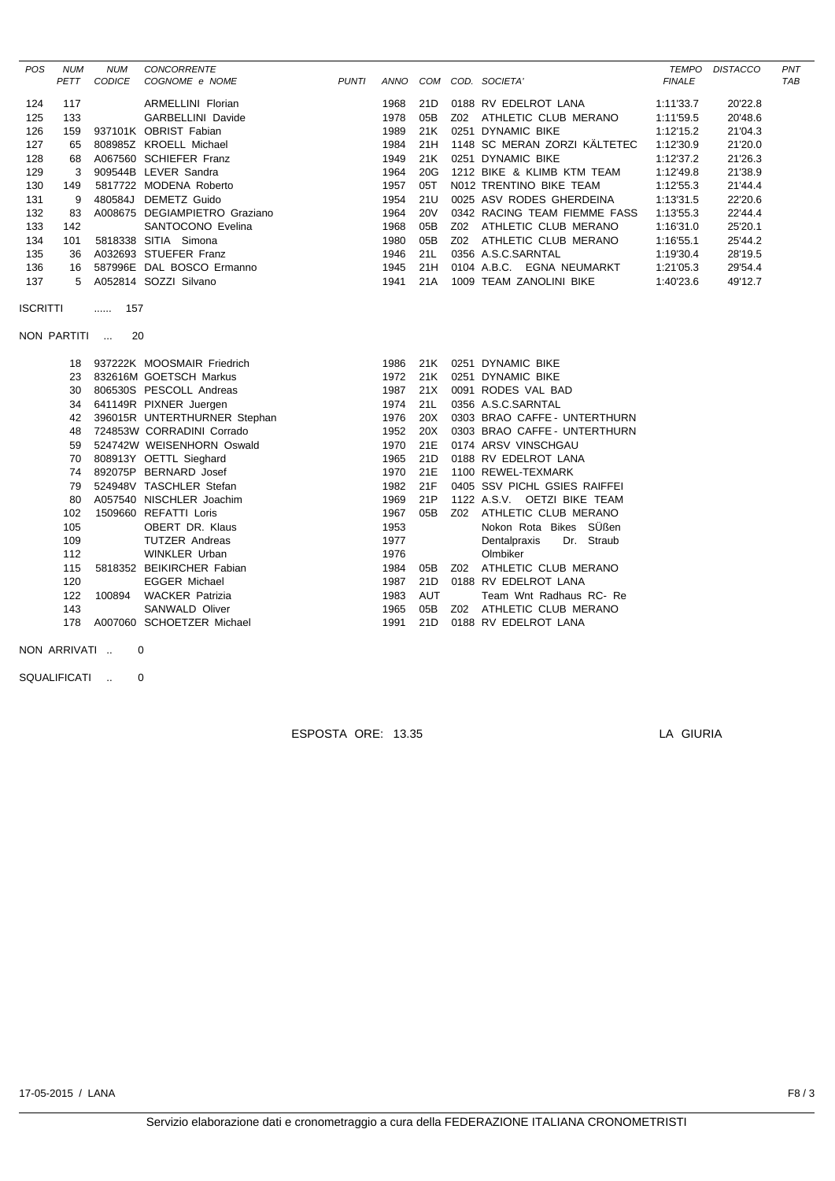| POS | NUM PETT | NUM CODICE | CONCORRENTE COGNOME e NOME | PUNTI | ANNO | COM | COD. | SOCIETA' | TEMPO FINALE | DISTACCO | PNT TAB |
|---|---|---|---|---|---|---|---|---|---|---|---|
| 124 | 117 | | ARMELLINI Florian | | 1968 | 21D | 0188 | RV EDELROT LANA | 1:11'33.7 | 20'22.8 | |
| 125 | 133 | | GARBELLINI Davide | | 1978 | 05B | Z02 | ATHLETIC CLUB MERANO | 1:11'59.5 | 20'48.6 | |
| 126 | 159 | 937101K | OBRIST Fabian | | 1989 | 21K | 0251 | DYNAMIC BIKE | 1:12'15.2 | 21'04.3 | |
| 127 | 65 | 808985Z | KROELL Michael | | 1984 | 21H | 1148 | SC MERAN ZORZI KÄLTETEC | 1:12'30.9 | 21'20.0 | |
| 128 | 68 | A067560 | SCHIEFER Franz | | 1949 | 21K | 0251 | DYNAMIC BIKE | 1:12'37.2 | 21'26.3 | |
| 129 | 3 | 909544B | LEVER Sandra | | 1964 | 20G | 1212 | BIKE & KLIMB KTM TEAM | 1:12'49.8 | 21'38.9 | |
| 130 | 149 | 5817722 | MODENA Roberto | | 1957 | 05T | N012 | TRENTINO BIKE TEAM | 1:12'55.3 | 21'44.4 | |
| 131 | 9 | 480584J | DEMETZ Guido | | 1954 | 21U | 0025 | ASV RODES GHERDEINA | 1:13'31.5 | 22'20.6 | |
| 132 | 83 | A008675 | DEGIAMPIETRO Graziano | | 1964 | 20V | 0342 | RACING TEAM FIEMME FASS | 1:13'55.3 | 22'44.4 | |
| 133 | 142 | | SANTOCONO Evelina | | 1968 | 05B | Z02 | ATHLETIC CLUB MERANO | 1:16'31.0 | 25'20.1 | |
| 134 | 101 | 5818338 | SITIA Simona | | 1980 | 05B | Z02 | ATHLETIC CLUB MERANO | 1:16'55.1 | 25'44.2 | |
| 135 | 36 | A032693 | STUEFER Franz | | 1946 | 21L | 0356 | A.S.C.SARNTAL | 1:19'30.4 | 28'19.5 | |
| 136 | 16 | 587996E | DAL BOSCO Ermanno | | 1945 | 21H | 0104 | A.B.C. EGNA NEUMARKT | 1:21'05.3 | 29'54.4 | |
| 137 | 5 | A052814 | SOZZI Silvano | | 1941 | 21A | 1009 | TEAM ZANOLINI BIKE | 1:40'23.6 | 49'12.7 | |

ISCRITTI ...... 157

NON PARTITI ... 20

| NUM PETT | NUM CODICE | COGNOME e NOME | ANNO | COM | COD. | SOCIETA' |
|---|---|---|---|---|---|---|
| 18 | 937222K | MOOSMAIR Friedrich | 1986 | 21K | 0251 | DYNAMIC BIKE |
| 23 | 832616M | GOETSCH Markus | 1972 | 21K | 0251 | DYNAMIC BIKE |
| 30 | 806530S | PESCOLL Andreas | 1987 | 21X | 0091 | RODES VAL BAD |
| 34 | 641149R | PIXNER Juergen | 1974 | 21L | 0356 | A.S.C.SARNTAL |
| 42 | 396015R | UNTERTHURNER Stephan | 1976 | 20X | 0303 | BRAO CAFFE - UNTERTHURN |
| 48 | 724853W | CORRADINI Corrado | 1952 | 20X | 0303 | BRAO CAFFE - UNTERTHURN |
| 59 | 524742W | WEISENHORN Oswald | 1970 | 21E | 0174 | ARSV VINSCHGAU |
| 70 | 808913Y | OETTL Sieghard | 1965 | 21D | 0188 | RV EDELROT LANA |
| 74 | 892075P | BERNARD Josef | 1970 | 21E | 1100 | REWEL-TEXMARK |
| 79 | 524948V | TASCHLER Stefan | 1982 | 21F | 0405 | SSV PICHL GSIES RAIFFEI |
| 80 | A057540 | NISCHLER Joachim | 1969 | 21P | 1122 | A.S.V. OETZI BIKE TEAM |
| 102 | 1509660 | REFATTI Loris | 1967 | 05B | Z02 | ATHLETIC CLUB MERANO |
| 105 | | OBERT DR. Klaus | 1953 | | | Nokon Rota Bikes SÜßen |
| 109 | | TUTZER Andreas | 1977 | | | Dentalpraxis Dr. Straub |
| 112 | | WINKLER Urban | 1976 | | | Olmbiker |
| 115 | 5818352 | BEIKIRCHER Fabian | 1984 | 05B | Z02 | ATHLETIC CLUB MERANO |
| 120 | | EGGER Michael | 1987 | 21D | 0188 | RV EDELROT LANA |
| 122 | 100894 | WACKER Patrizia | 1983 | AUT | | Team Wnt Radhaus RC- Re |
| 143 | | SANWALD Oliver | 1965 | 05B | Z02 | ATHLETIC CLUB MERANO |
| 178 | A007060 | SCHOETZER Michael | 1991 | 21D | 0188 | RV EDELROT LANA |

NON ARRIVATI .. 0

SQUALIFICATI .. 0

ESPOSTA ORE: 13.35

LA GIURIA

17-05-2015 / LANA

Servizio elaborazione dati e cronometraggio a cura della FEDERAZIONE ITALIANA CRONOMETRISTI